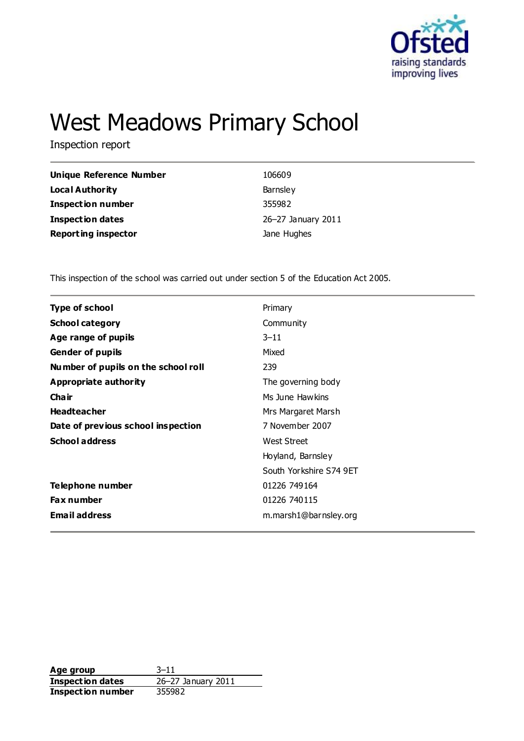Ofsted
raising standards
improving lives

# West Meadows Primary School

Inspection report

| | |
|---|---|
| **Unique Reference Number** | 106609 |
| **Local Authority** | Barnsley |
| **Inspection number** | 355982 |
| **Inspection dates** | 26–27 January 2011 |
| **Reporting inspector** | Jane Hughes |

This inspection of the school was carried out under section 5 of the Education Act 2005.

| | |
|---|---|
| **Type of school** | Primary |
| **School category** | Community |
| **Age range of pupils** | 3–11 |
| **Gender of pupils** | Mixed |
| **Number of pupils on the school roll** | 239 |
| **Appropriate authority** | The governing body |
| **Chair** | Ms June Hawkins |
| **Headteacher** | Mrs Margaret Marsh |
| **Date of previous school inspection** | 7 November 2007 |
| **School address** | West Street<br>Hoyland, Barnsley<br>South Yorkshire S74 9ET |
| **Telephone number** | 01226 749164 |
| **Fax number** | 01226 740115 |
| **Email address** | m.marsh1@barnsley.org |

| | |
|---|---|
| **Age group** | 3–11 |
| **Inspection dates** | 26–27 January 2011 |
| **Inspection number** | 355982 |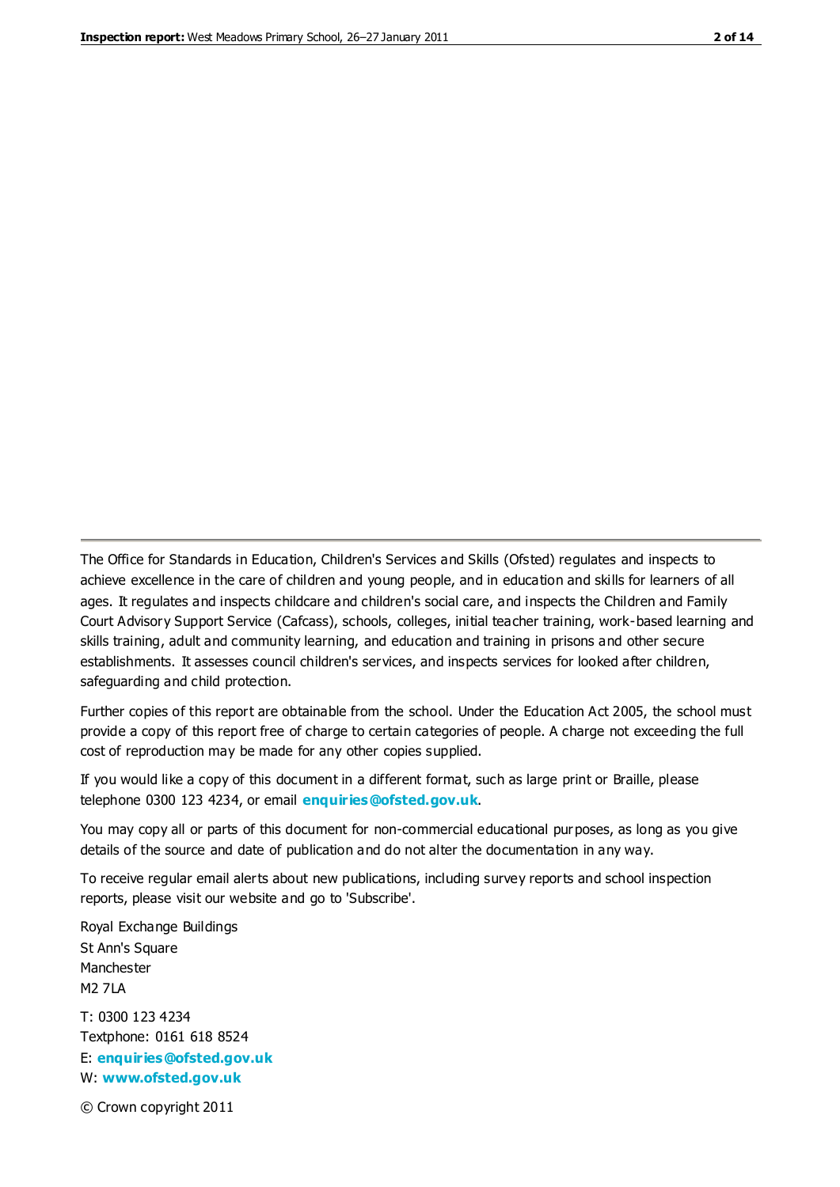The Office for Standards in Education, Children's Services and Skills (Ofsted) regulates and inspects to achieve excellence in the care of children and young people, and in education and skills for learners of all ages. It regulates and inspects childcare and children's social care, and inspects the Children and Family Court Advisory Support Service (Cafcass), schools, colleges, initial teacher training, work-based learning and skills training, adult and community learning, and education and training in prisons and other secure establishments. It assesses council children's services, and inspects services for looked after children, safeguarding and child protection.

Further copies of this report are obtainable from the school. Under the Education Act 2005, the school must provide a copy of this report free of charge to certain categories of people. A charge not exceeding the full cost of reproduction may be made for any other copies supplied.

If you would like a copy of this document in a different format, such as large print or Braille, please telephone 0300 123 4234, or email **enquiries@ofsted.gov.uk**.

You may copy all or parts of this document for non-commercial educational purposes, as long as you give details of the source and date of publication and do not alter the documentation in any way.

To receive regular email alerts about new publications, including survey reports and school inspection reports, please visit our website and go to 'Subscribe'.

Royal Exchange Buildings
St Ann's Square
Manchester
M2 7LA

T: 0300 123 4234
Textphone: 0161 618 8524
E: **enquiries@ofsted.gov.uk**
W: **www.ofsted.gov.uk**

© Crown copyright 2011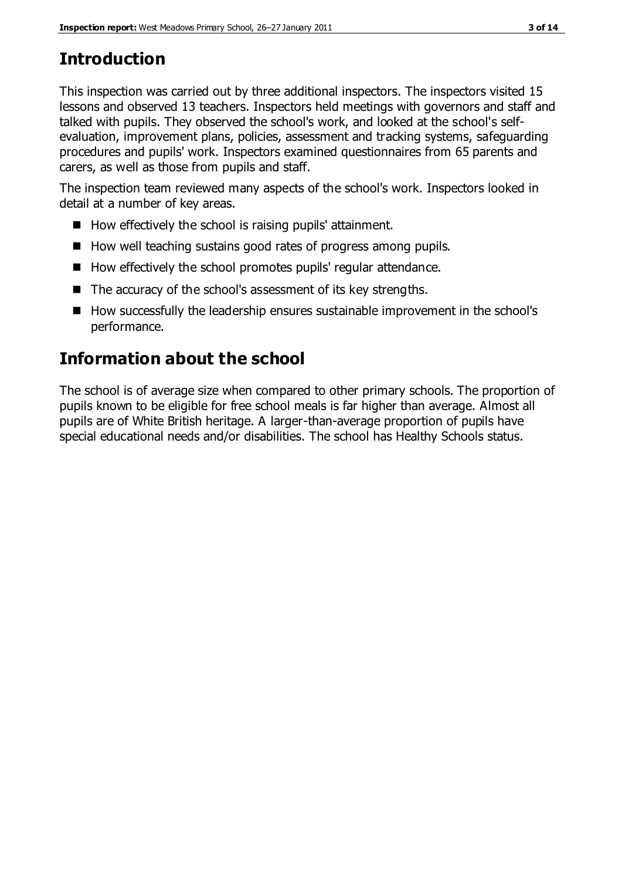## Introduction

This inspection was carried out by three additional inspectors. The inspectors visited 15 lessons and observed 13 teachers. Inspectors held meetings with governors and staff and talked with pupils. They observed the school's work, and looked at the school's self-evaluation, improvement plans, policies, assessment and tracking systems, safeguarding procedures and pupils' work. Inspectors examined questionnaires from 65 parents and carers, as well as those from pupils and staff.

The inspection team reviewed many aspects of the school's work. Inspectors looked in detail at a number of key areas.

- How effectively the school is raising pupils' attainment.
- How well teaching sustains good rates of progress among pupils.
- How effectively the school promotes pupils' regular attendance.
- The accuracy of the school's assessment of its key strengths.
- How successfully the leadership ensures sustainable improvement in the school's performance.

## Information about the school

The school is of average size when compared to other primary schools. The proportion of pupils known to be eligible for free school meals is far higher than average. Almost all pupils are of White British heritage. A larger-than-average proportion of pupils have special educational needs and/or disabilities. The school has Healthy Schools status.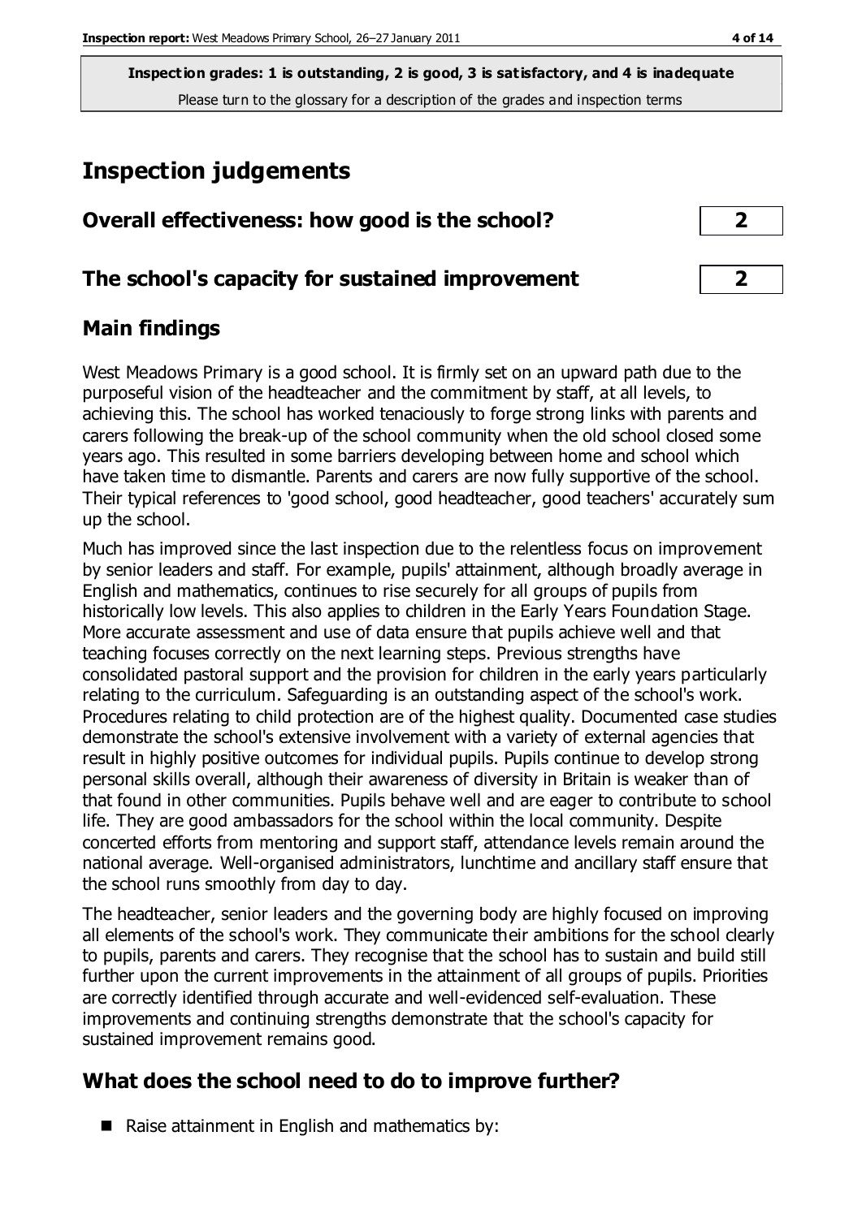**Inspection grades: 1 is outstanding, 2 is good, 3 is satisfactory, and 4 is inadequate**
Please turn to the glossary for a description of the grades and inspection terms

# Inspection judgements

| Overall effectiveness: how good is the school? | 2 |
| --- | --- |
| **The school's capacity for sustained improvement** | **2** |

## Main findings

West Meadows Primary is a good school. It is firmly set on an upward path due to the purposeful vision of the headteacher and the commitment by staff, at all levels, to achieving this. The school has worked tenaciously to forge strong links with parents and carers following the break-up of the school community when the old school closed some years ago. This resulted in some barriers developing between home and school which have taken time to dismantle. Parents and carers are now fully supportive of the school. Their typical references to 'good school, good headteacher, good teachers' accurately sum up the school.

Much has improved since the last inspection due to the relentless focus on improvement by senior leaders and staff. For example, pupils' attainment, although broadly average in English and mathematics, continues to rise securely for all groups of pupils from historically low levels. This also applies to children in the Early Years Foundation Stage. More accurate assessment and use of data ensure that pupils achieve well and that teaching focuses correctly on the next learning steps. Previous strengths have consolidated pastoral support and the provision for children in the early years particularly relating to the curriculum. Safeguarding is an outstanding aspect of the school's work. Procedures relating to child protection are of the highest quality. Documented case studies demonstrate the school's extensive involvement with a variety of external agencies that result in highly positive outcomes for individual pupils. Pupils continue to develop strong personal skills overall, although their awareness of diversity in Britain is weaker than of that found in other communities. Pupils behave well and are eager to contribute to school life. They are good ambassadors for the school within the local community. Despite concerted efforts from mentoring and support staff, attendance levels remain around the national average. Well-organised administrators, lunchtime and ancillary staff ensure that the school runs smoothly from day to day.

The headteacher, senior leaders and the governing body are highly focused on improving all elements of the school's work. They communicate their ambitions for the school clearly to pupils, parents and carers. They recognise that the school has to sustain and build still further upon the current improvements in the attainment of all groups of pupils. Priorities are correctly identified through accurate and well-evidenced self-evaluation. These improvements and continuing strengths demonstrate that the school's capacity for sustained improvement remains good.

## What does the school need to do to improve further?

- Raise attainment in English and mathematics by: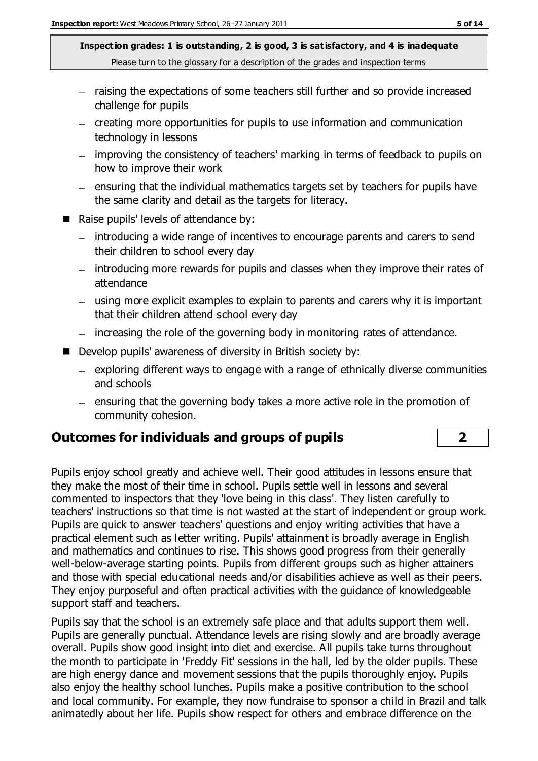- raising the expectations of some teachers still further and so provide increased challenge for pupils
  - creating more opportunities for pupils to use information and communication technology in lessons
  - improving the consistency of teachers' marking in terms of feedback to pupils on how to improve their work
  - ensuring that the individual mathematics targets set by teachers for pupils have the same clarity and detail as the targets for literacy.
- Raise pupils' levels of attendance by:
  - introducing a wide range of incentives to encourage parents and carers to send their children to school every day
  - introducing more rewards for pupils and classes when they improve their rates of attendance
  - using more explicit examples to explain to parents and carers why it is important that their children attend school every day
  - increasing the role of the governing body in monitoring rates of attendance.
- Develop pupils' awareness of diversity in British society by:
  - exploring different ways to engage with a range of ethnically diverse communities and schools
  - ensuring that the governing body takes a more active role in the promotion of community cohesion.

## Outcomes for individuals and groups of pupils — 2

Pupils enjoy school greatly and achieve well. Their good attitudes in lessons ensure that they make the most of their time in school. Pupils settle well in lessons and several commented to inspectors that they 'love being in this class'. They listen carefully to teachers' instructions so that time is not wasted at the start of independent or group work. Pupils are quick to answer teachers' questions and enjoy writing activities that have a practical element such as letter writing. Pupils' attainment is broadly average in English and mathematics and continues to rise. This shows good progress from their generally well-below-average starting points. Pupils from different groups such as higher attainers and those with special educational needs and/or disabilities achieve as well as their peers. They enjoy purposeful and often practical activities with the guidance of knowledgeable support staff and teachers.

Pupils say that the school is an extremely safe place and that adults support them well. Pupils are generally punctual. Attendance levels are rising slowly and are broadly average overall. Pupils show good insight into diet and exercise. All pupils take turns throughout the month to participate in 'Freddy Fit' sessions in the hall, led by the older pupils. These are high energy dance and movement sessions that the pupils thoroughly enjoy. Pupils also enjoy the healthy school lunches. Pupils make a positive contribution to the school and local community. For example, they now fundraise to sponsor a child in Brazil and talk animatedly about her life. Pupils show respect for others and embrace difference on the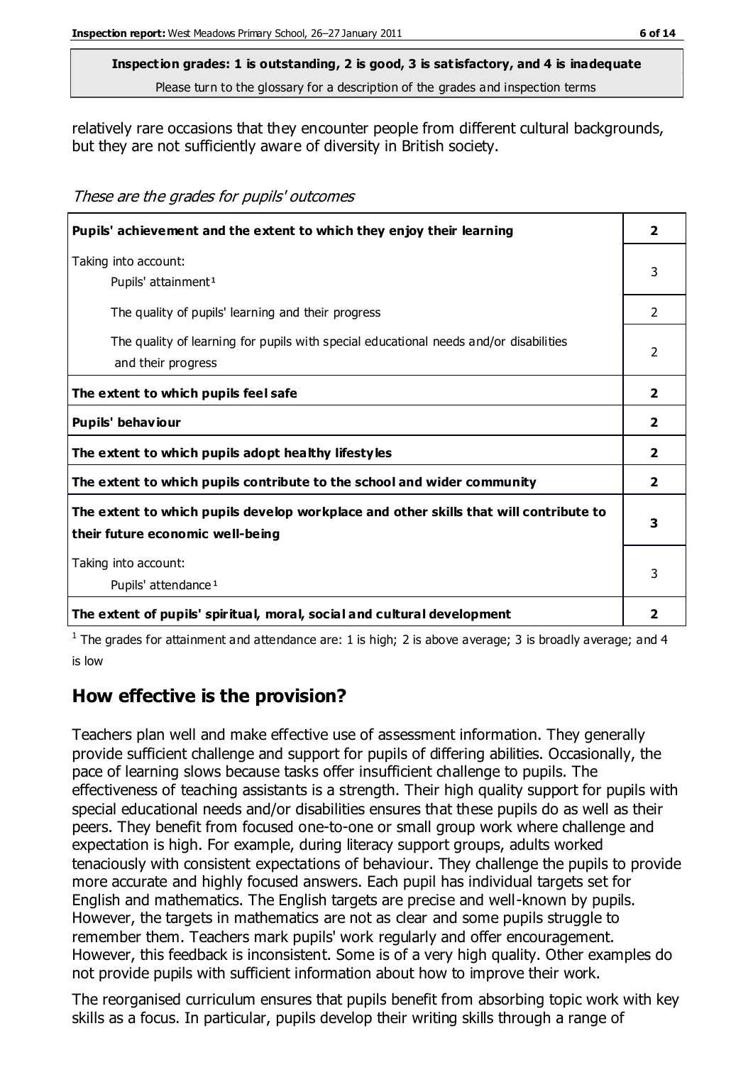**Inspection grades: 1 is outstanding, 2 is good, 3 is satisfactory, and 4 is inadequate**
Please turn to the glossary for a description of the grades and inspection terms

relatively rare occasions that they encounter people from different cultural backgrounds, but they are not sufficiently aware of diversity in British society.

*These are the grades for pupils' outcomes*

| | |
|---|---|
| **Pupils' achievement and the extent to which they enjoy their learning** | **2** |
| Taking into account:<br>Pupils' attainment[1] | 3 |
| The quality of pupils' learning and their progress | 2 |
| The quality of learning for pupils with special educational needs and/or disabilities and their progress | 2 |
| **The extent to which pupils feel safe** | **2** |
| **Pupils' behaviour** | **2** |
| **The extent to which pupils adopt healthy lifestyles** | **2** |
| **The extent to which pupils contribute to the school and wider community** | **2** |
| **The extent to which pupils develop workplace and other skills that will contribute to their future economic well-being** | **3** |
| Taking into account:<br>Pupils' attendance[1] | 3 |
| **The extent of pupils' spiritual, moral, social and cultural development** | **2** |

[1] The grades for attainment and attendance are: 1 is high; 2 is above average; 3 is broadly average; and 4 is low

## How effective is the provision?

Teachers plan well and make effective use of assessment information. They generally provide sufficient challenge and support for pupils of differing abilities. Occasionally, the pace of learning slows because tasks offer insufficient challenge to pupils. The effectiveness of teaching assistants is a strength. Their high quality support for pupils with special educational needs and/or disabilities ensures that these pupils do as well as their peers. They benefit from focused one-to-one or small group work where challenge and expectation is high. For example, during literacy support groups, adults worked tenaciously with consistent expectations of behaviour. They challenge the pupils to provide more accurate and highly focused answers. Each pupil has individual targets set for English and mathematics. The English targets are precise and well-known by pupils. However, the targets in mathematics are not as clear and some pupils struggle to remember them. Teachers mark pupils' work regularly and offer encouragement. However, this feedback is inconsistent. Some is of a very high quality. Other examples do not provide pupils with sufficient information about how to improve their work.

The reorganised curriculum ensures that pupils benefit from absorbing topic work with key skills as a focus. In particular, pupils develop their writing skills through a range of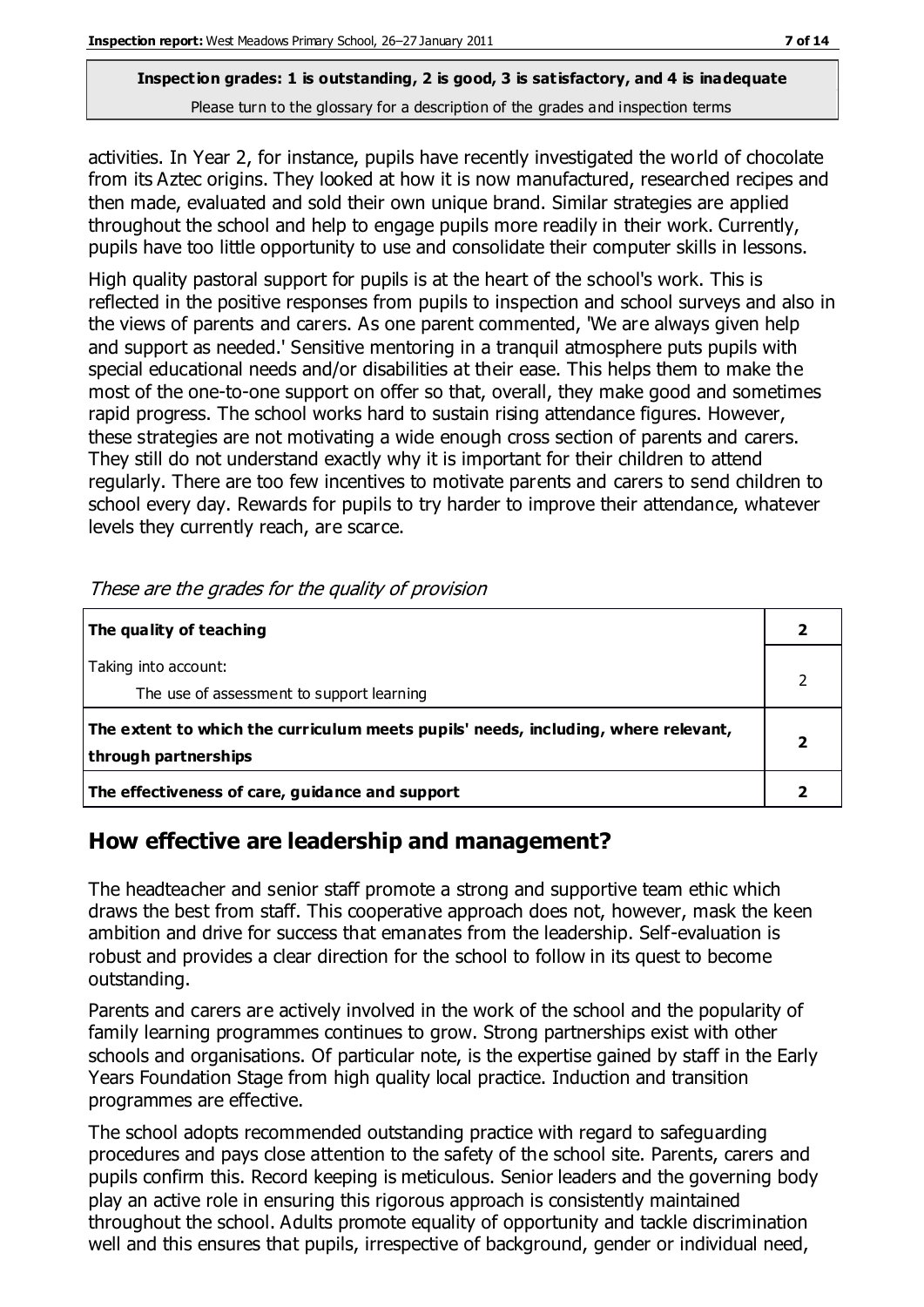activities. In Year 2, for instance, pupils have recently investigated the world of chocolate from its Aztec origins. They looked at how it is now manufactured, researched recipes and then made, evaluated and sold their own unique brand. Similar strategies are applied throughout the school and help to engage pupils more readily in their work. Currently, pupils have too little opportunity to use and consolidate their computer skills in lessons.

High quality pastoral support for pupils is at the heart of the school's work. This is reflected in the positive responses from pupils to inspection and school surveys and also in the views of parents and carers. As one parent commented, 'We are always given help and support as needed.' Sensitive mentoring in a tranquil atmosphere puts pupils with special educational needs and/or disabilities at their ease. This helps them to make the most of the one-to-one support on offer so that, overall, they make good and sometimes rapid progress. The school works hard to sustain rising attendance figures. However, these strategies are not motivating a wide enough cross section of parents and carers. They still do not understand exactly why it is important for their children to attend regularly. There are too few incentives to motivate parents and carers to send children to school every day. Rewards for pupils to try harder to improve their attendance, whatever levels they currently reach, are scarce.

*These are the grades for the quality of provision*

| | |
|---|---|
| **The quality of teaching** | **2** |
| Taking into account:<br>The use of assessment to support learning | 2 |
| **The extent to which the curriculum meets pupils' needs, including, where relevant, through partnerships** | **2** |
| **The effectiveness of care, guidance and support** | **2** |

## How effective are leadership and management?

The headteacher and senior staff promote a strong and supportive team ethic which draws the best from staff. This cooperative approach does not, however, mask the keen ambition and drive for success that emanates from the leadership. Self-evaluation is robust and provides a clear direction for the school to follow in its quest to become outstanding.

Parents and carers are actively involved in the work of the school and the popularity of family learning programmes continues to grow. Strong partnerships exist with other schools and organisations. Of particular note, is the expertise gained by staff in the Early Years Foundation Stage from high quality local practice. Induction and transition programmes are effective.

The school adopts recommended outstanding practice with regard to safeguarding procedures and pays close attention to the safety of the school site. Parents, carers and pupils confirm this. Record keeping is meticulous. Senior leaders and the governing body play an active role in ensuring this rigorous approach is consistently maintained throughout the school. Adults promote equality of opportunity and tackle discrimination well and this ensures that pupils, irrespective of background, gender or individual need,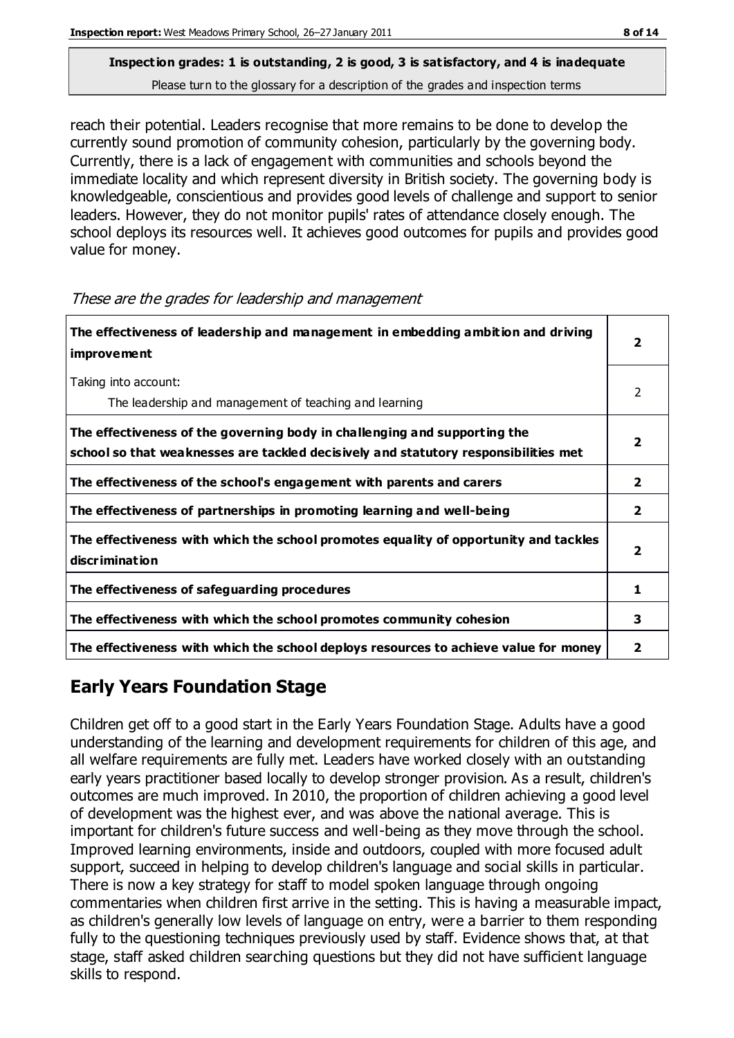reach their potential. Leaders recognise that more remains to be done to develop the currently sound promotion of community cohesion, particularly by the governing body. Currently, there is a lack of engagement with communities and schools beyond the immediate locality and which represent diversity in British society. The governing body is knowledgeable, conscientious and provides good levels of challenge and support to senior leaders. However, they do not monitor pupils' rates of attendance closely enough. The school deploys its resources well. It achieves good outcomes for pupils and provides good value for money.

*These are the grades for leadership and management*

| | |
|---|---|
| **The effectiveness of leadership and management in embedding ambition and driving improvement** | **2** |
| Taking into account:<br>The leadership and management of teaching and learning | 2 |
| **The effectiveness of the governing body in challenging and supporting the school so that weaknesses are tackled decisively and statutory responsibilities met** | **2** |
| **The effectiveness of the school's engagement with parents and carers** | **2** |
| **The effectiveness of partnerships in promoting learning and well-being** | **2** |
| **The effectiveness with which the school promotes equality of opportunity and tackles discrimination** | **2** |
| **The effectiveness of safeguarding procedures** | **1** |
| **The effectiveness with which the school promotes community cohesion** | **3** |
| **The effectiveness with which the school deploys resources to achieve value for money** | **2** |

## Early Years Foundation Stage

Children get off to a good start in the Early Years Foundation Stage. Adults have a good understanding of the learning and development requirements for children of this age, and all welfare requirements are fully met. Leaders have worked closely with an outstanding early years practitioner based locally to develop stronger provision. As a result, children's outcomes are much improved. In 2010, the proportion of children achieving a good level of development was the highest ever, and was above the national average. This is important for children's future success and well-being as they move through the school. Improved learning environments, inside and outdoors, coupled with more focused adult support, succeed in helping to develop children's language and social skills in particular. There is now a key strategy for staff to model spoken language through ongoing commentaries when children first arrive in the setting. This is having a measurable impact, as children's generally low levels of language on entry, were a barrier to them responding fully to the questioning techniques previously used by staff. Evidence shows that, at that stage, staff asked children searching questions but they did not have sufficient language skills to respond.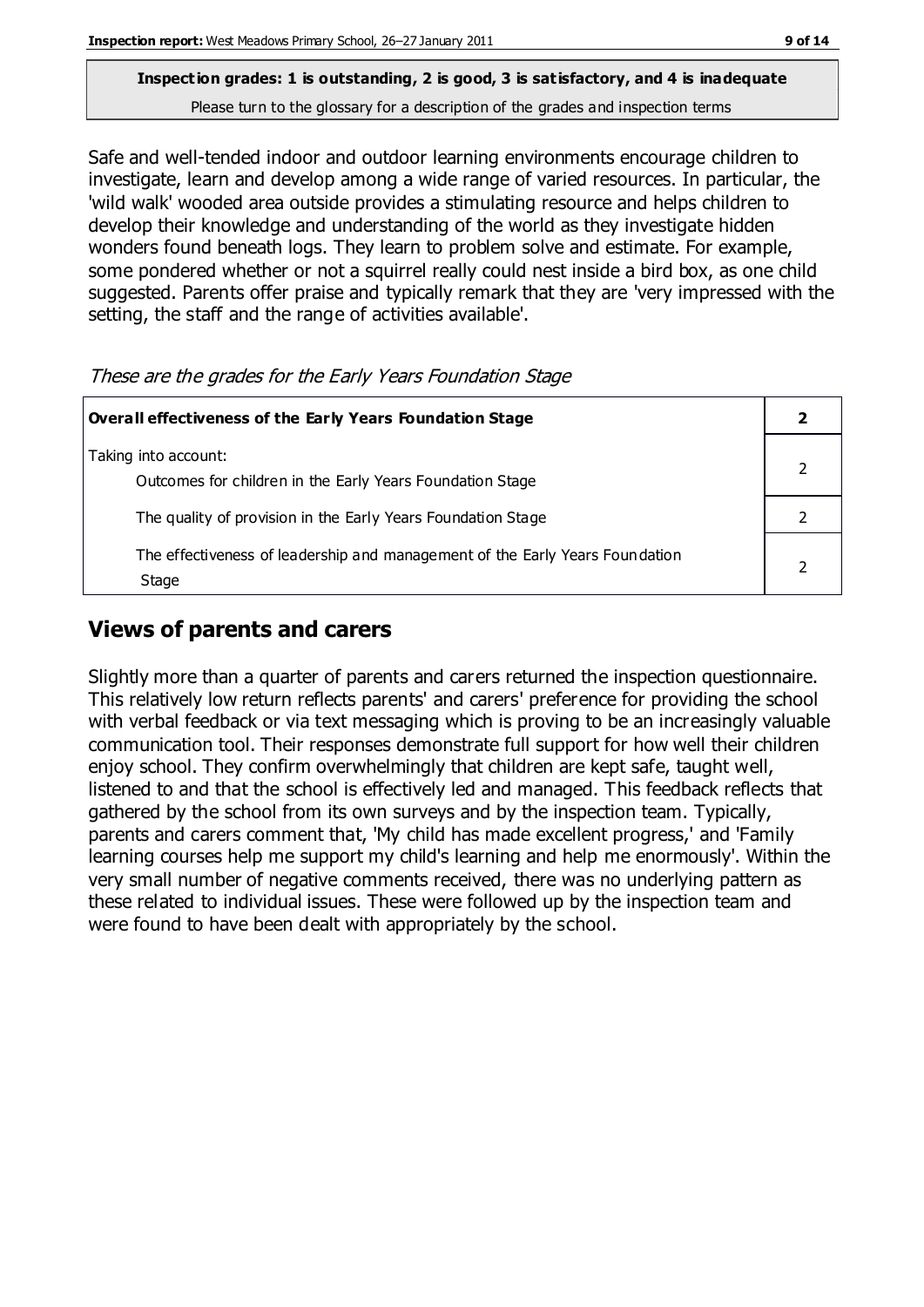**Inspection grades: 1 is outstanding, 2 is good, 3 is satisfactory, and 4 is inadequate**

Please turn to the glossary for a description of the grades and inspection terms

Safe and well-tended indoor and outdoor learning environments encourage children to investigate, learn and develop among a wide range of varied resources. In particular, the 'wild walk' wooded area outside provides a stimulating resource and helps children to develop their knowledge and understanding of the world as they investigate hidden wonders found beneath logs. They learn to problem solve and estimate. For example, some pondered whether or not a squirrel really could nest inside a bird box, as one child suggested. Parents offer praise and typically remark that they are 'very impressed with the setting, the staff and the range of activities available'.

*These are the grades for the Early Years Foundation Stage*

| **Overall effectiveness of the Early Years Foundation Stage** | **2** |
|---|---|
| Taking into account: Outcomes for children in the Early Years Foundation Stage | 2 |
| The quality of provision in the Early Years Foundation Stage | 2 |
| The effectiveness of leadership and management of the Early Years Foundation Stage | 2 |

## Views of parents and carers

Slightly more than a quarter of parents and carers returned the inspection questionnaire. This relatively low return reflects parents' and carers' preference for providing the school with verbal feedback or via text messaging which is proving to be an increasingly valuable communication tool. Their responses demonstrate full support for how well their children enjoy school. They confirm overwhelmingly that children are kept safe, taught well, listened to and that the school is effectively led and managed. This feedback reflects that gathered by the school from its own surveys and by the inspection team. Typically, parents and carers comment that, 'My child has made excellent progress,' and 'Family learning courses help me support my child's learning and help me enormously'. Within the very small number of negative comments received, there was no underlying pattern as these related to individual issues. These were followed up by the inspection team and were found to have been dealt with appropriately by the school.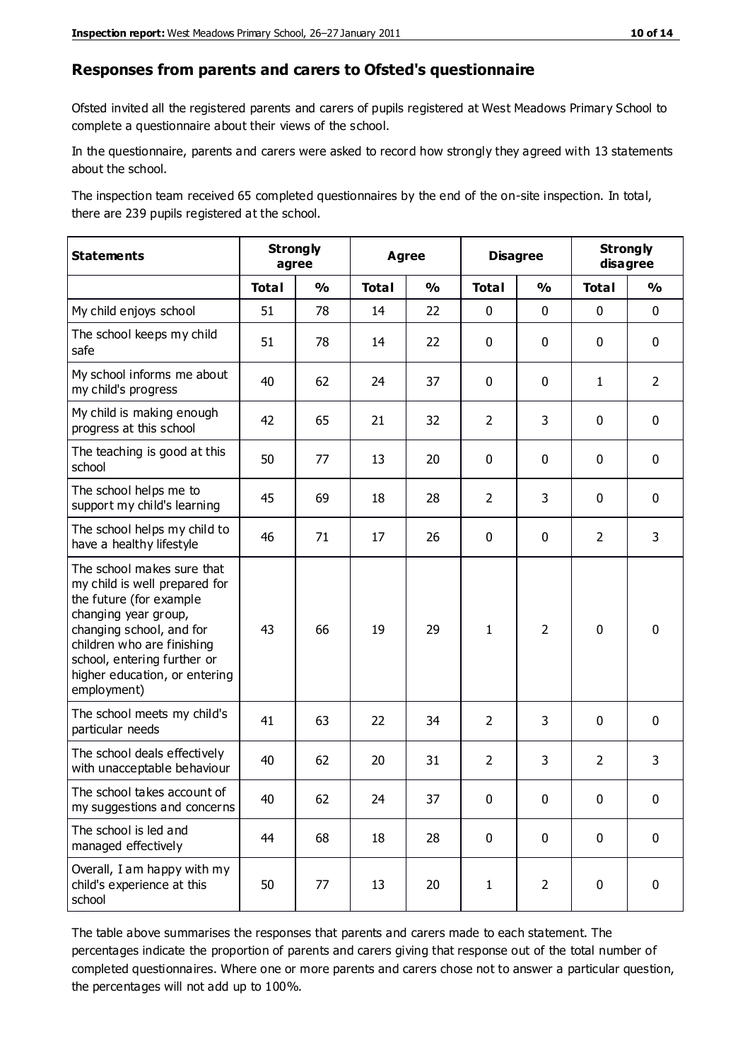## Responses from parents and carers to Ofsted's questionnaire

Ofsted invited all the registered parents and carers of pupils registered at West Meadows Primary School to complete a questionnaire about their views of the school.

In the questionnaire, parents and carers were asked to record how strongly they agreed with 13 statements about the school.

The inspection team received 65 completed questionnaires by the end of the on-site inspection. In total, there are 239 pupils registered at the school.

| Statements | Strongly agree | | Agree | | Disagree | | Strongly disagree | |
|---|---|---|---|---|---|---|---|---|
| | Total | % | Total | % | Total | % | Total | % |
| My child enjoys school | 51 | 78 | 14 | 22 | 0 | 0 | 0 | 0 |
| The school keeps my child safe | 51 | 78 | 14 | 22 | 0 | 0 | 0 | 0 |
| My school informs me about my child's progress | 40 | 62 | 24 | 37 | 0 | 0 | 1 | 2 |
| My child is making enough progress at this school | 42 | 65 | 21 | 32 | 2 | 3 | 0 | 0 |
| The teaching is good at this school | 50 | 77 | 13 | 20 | 0 | 0 | 0 | 0 |
| The school helps me to support my child's learning | 45 | 69 | 18 | 28 | 2 | 3 | 0 | 0 |
| The school helps my child to have a healthy lifestyle | 46 | 71 | 17 | 26 | 0 | 0 | 2 | 3 |
| The school makes sure that my child is well prepared for the future (for example changing year group, changing school, and for children who are finishing school, entering further or higher education, or entering employment) | 43 | 66 | 19 | 29 | 1 | 2 | 0 | 0 |
| The school meets my child's particular needs | 41 | 63 | 22 | 34 | 2 | 3 | 0 | 0 |
| The school deals effectively with unacceptable behaviour | 40 | 62 | 20 | 31 | 2 | 3 | 2 | 3 |
| The school takes account of my suggestions and concerns | 40 | 62 | 24 | 37 | 0 | 0 | 0 | 0 |
| The school is led and managed effectively | 44 | 68 | 18 | 28 | 0 | 0 | 0 | 0 |
| Overall, I am happy with my child's experience at this school | 50 | 77 | 13 | 20 | 1 | 2 | 0 | 0 |

The table above summarises the responses that parents and carers made to each statement. The percentages indicate the proportion of parents and carers giving that response out of the total number of completed questionnaires. Where one or more parents and carers chose not to answer a particular question, the percentages will not add up to 100%.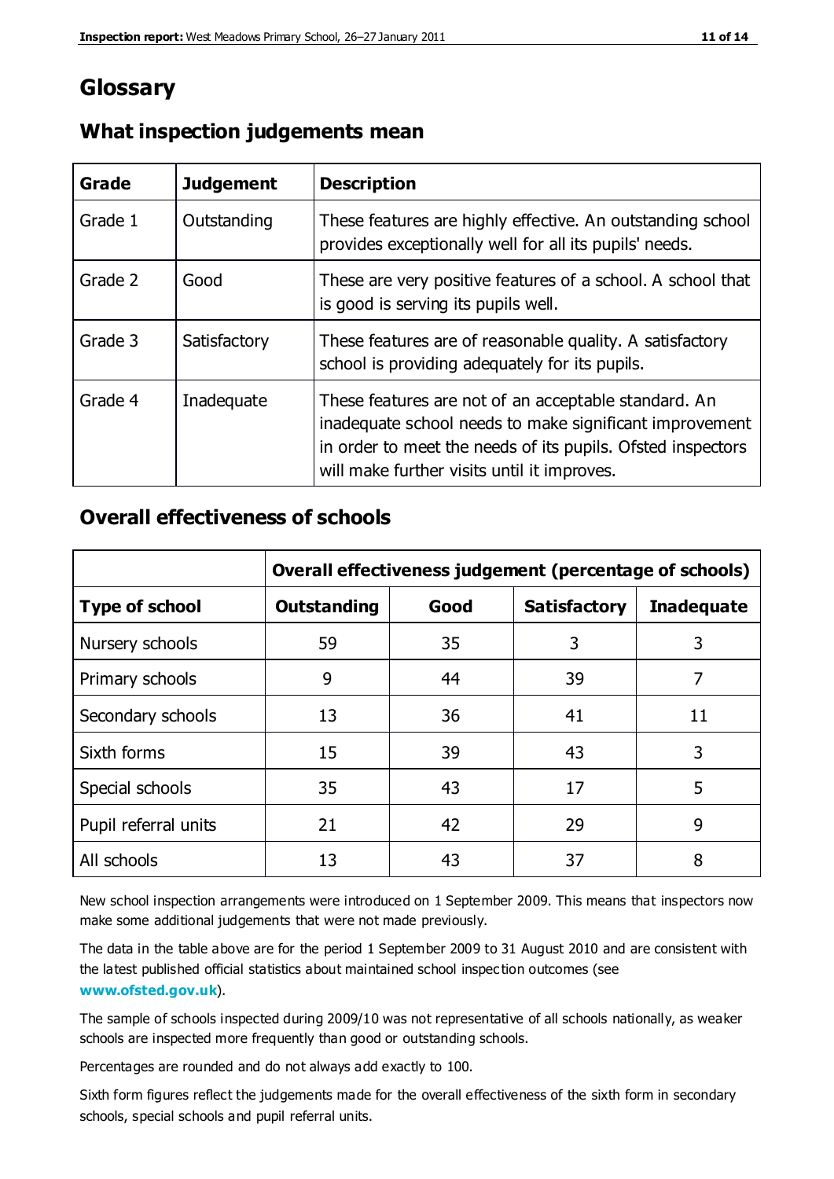# Glossary

## What inspection judgements mean

| Grade | Judgement | Description |
|---|---|---|
| Grade 1 | Outstanding | These features are highly effective. An outstanding school provides exceptionally well for all its pupils' needs. |
| Grade 2 | Good | These are very positive features of a school. A school that is good is serving its pupils well. |
| Grade 3 | Satisfactory | These features are of reasonable quality. A satisfactory school is providing adequately for its pupils. |
| Grade 4 | Inadequate | These features are not of an acceptable standard. An inadequate school needs to make significant improvement in order to meet the needs of its pupils. Ofsted inspectors will make further visits until it improves. |

## Overall effectiveness of schools

| | Overall effectiveness judgement (percentage of schools) | | | |
|---|---|---|---|---|
| **Type of school** | **Outstanding** | **Good** | **Satisfactory** | **Inadequate** |
| Nursery schools | 59 | 35 | 3 | 3 |
| Primary schools | 9 | 44 | 39 | 7 |
| Secondary schools | 13 | 36 | 41 | 11 |
| Sixth forms | 15 | 39 | 43 | 3 |
| Special schools | 35 | 43 | 17 | 5 |
| Pupil referral units | 21 | 42 | 29 | 9 |
| All schools | 13 | 43 | 37 | 8 |

New school inspection arrangements were introduced on 1 September 2009. This means that inspectors now make some additional judgements that were not made previously.

The data in the table above are for the period 1 September 2009 to 31 August 2010 and are consistent with the latest published official statistics about maintained school inspection outcomes (see **www.ofsted.gov.uk**).

The sample of schools inspected during 2009/10 was not representative of all schools nationally, as weaker schools are inspected more frequently than good or outstanding schools.

Percentages are rounded and do not always add exactly to 100.

Sixth form figures reflect the judgements made for the overall effectiveness of the sixth form in secondary schools, special schools and pupil referral units.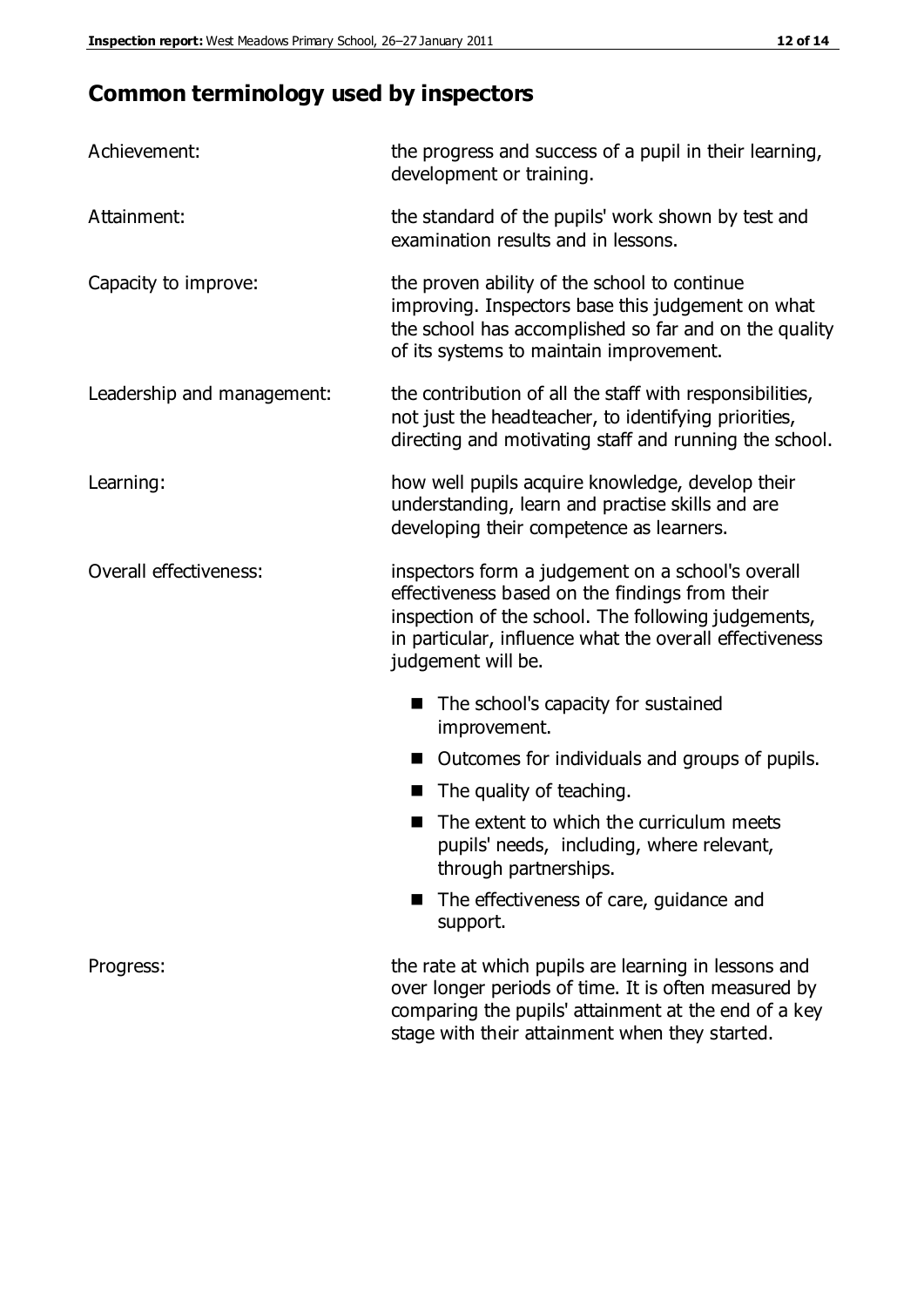## Common terminology used by inspectors

| | |
|---|---|
| Achievement: | the progress and success of a pupil in their learning, development or training. |
| Attainment: | the standard of the pupils' work shown by test and examination results and in lessons. |
| Capacity to improve: | the proven ability of the school to continue improving. Inspectors base this judgement on what the school has accomplished so far and on the quality of its systems to maintain improvement. |
| Leadership and management: | the contribution of all the staff with responsibilities, not just the headteacher, to identifying priorities, directing and motivating staff and running the school. |
| Learning: | how well pupils acquire knowledge, develop their understanding, learn and practise skills and are developing their competence as learners. |
| Overall effectiveness: | inspectors form a judgement on a school's overall effectiveness based on the findings from their inspection of the school. The following judgements, in particular, influence what the overall effectiveness judgement will be.<br>■ The school's capacity for sustained improvement.<br>■ Outcomes for individuals and groups of pupils.<br>■ The quality of teaching.<br>■ The extent to which the curriculum meets pupils' needs, including, where relevant, through partnerships.<br>■ The effectiveness of care, guidance and support. |
| Progress: | the rate at which pupils are learning in lessons and over longer periods of time. It is often measured by comparing the pupils' attainment at the end of a key stage with their attainment when they started. |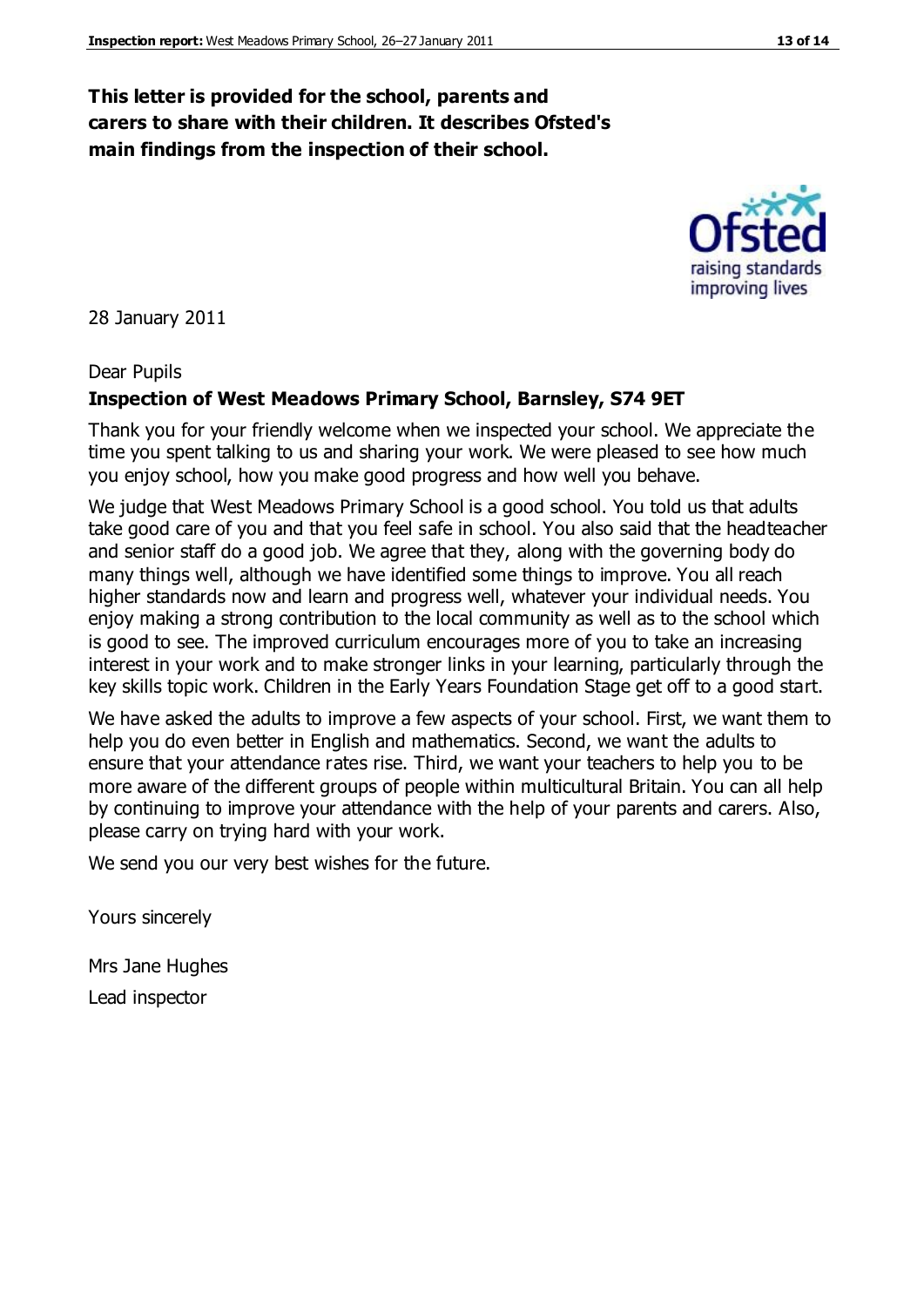**This letter is provided for the school, parents and carers to share with their children. It describes Ofsted's main findings from the inspection of their school.**

28 January 2011

Dear Pupils

**Inspection of West Meadows Primary School, Barnsley, S74 9ET**

Thank you for your friendly welcome when we inspected your school. We appreciate the time you spent talking to us and sharing your work. We were pleased to see how much you enjoy school, how you make good progress and how well you behave.

We judge that West Meadows Primary School is a good school. You told us that adults take good care of you and that you feel safe in school. You also said that the headteacher and senior staff do a good job. We agree that they, along with the governing body do many things well, although we have identified some things to improve. You all reach higher standards now and learn and progress well, whatever your individual needs. You enjoy making a strong contribution to the local community as well as to the school which is good to see. The improved curriculum encourages more of you to take an increasing interest in your work and to make stronger links in your learning, particularly through the key skills topic work. Children in the Early Years Foundation Stage get off to a good start.

We have asked the adults to improve a few aspects of your school. First, we want them to help you do even better in English and mathematics. Second, we want the adults to ensure that your attendance rates rise. Third, we want your teachers to help you to be more aware of the different groups of people within multicultural Britain. You can all help by continuing to improve your attendance with the help of your parents and carers. Also, please carry on trying hard with your work.

We send you our very best wishes for the future.

Yours sincerely

Mrs Jane Hughes

Lead inspector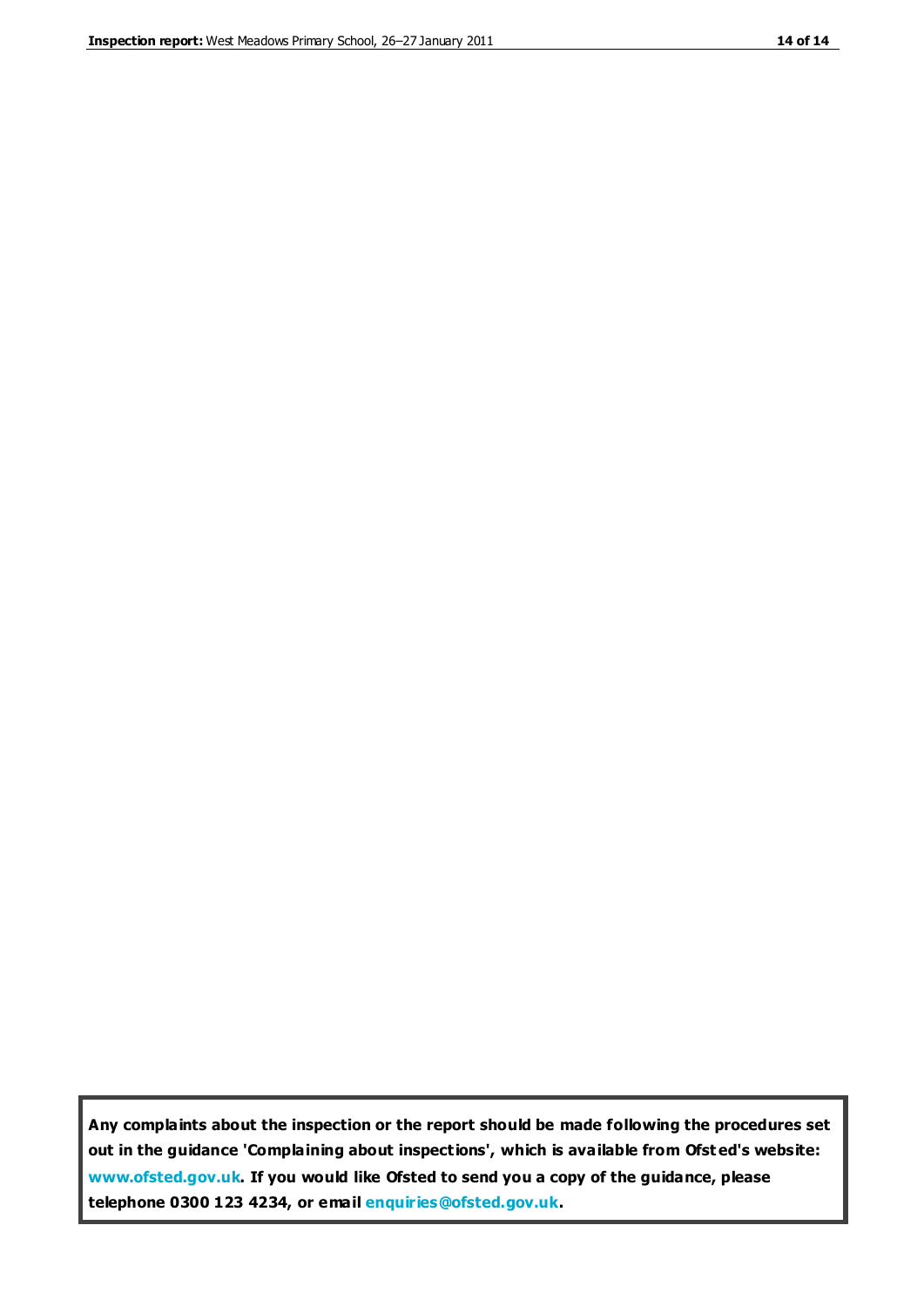**Any complaints about the inspection or the report should be made following the procedures set out in the guidance 'Complaining about inspections', which is available from Ofsted's website: www.ofsted.gov.uk. If you would like Ofsted to send you a copy of the guidance, please telephone 0300 123 4234, or email enquiries@ofsted.gov.uk.**